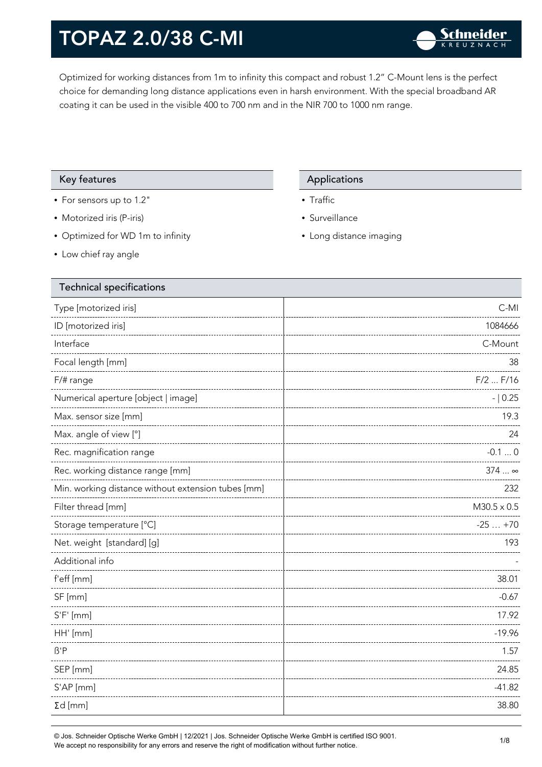# TOPAZ 2.0/38 C-MI

Optimized for working distances from 1m to infinity this compact and robust 1.2" C-Mount lens is the perfect choice for demanding long distance applications even in harsh environment. With the special broadband AR coating it can be used in the visible 400 to 700 nm and in the NIR 700 to 1000 nm range.

## Key features

- For sensors up to 1.2"
- Motorized iris (P-iris)
- Optimized for WD 1m to infinity
- Low chief ray angle

## Applications

- Traffic
- Surveillance
- Long distance imaging

## Technical specifications

| Parameter | Value |
|---|---|
| Type [motorized iris] | C-MI |
| ID [motorized iris] | 1084666 |
| Interface | C-Mount |
| Focal length [mm] | 38 |
| F/# range | F/2 ... F/16 |
| Numerical aperture [object \| image] | - \| 0.25 |
| Max. sensor size [mm] | 19.3 |
| Max. angle of view [°] | 24 |
| Rec. magnification range | -0.1 ... 0 |
| Rec. working distance range [mm] | 374 ... ∞ |
| Min. working distance without extension tubes [mm] | 232 |
| Filter thread [mm] | M30.5 x 0.5 |
| Storage temperature [°C] | -25 … +70 |
| Net. weight [standard] [g] | 193 |
| Additional info | - |
| f'eff [mm] | 38.01 |
| SF [mm] | -0.67 |
| S'F' [mm] | 17.92 |
| HH' [mm] | -19.96 |
| ß'P | 1.57 |
| SEP [mm] | 24.85 |
| S'AP [mm] | -41.82 |
| Σd [mm] | 38.80 |

© Jos. Schneider Optische Werke GmbH | 12/2021 | Jos. Schneider Optische Werke GmbH is certified ISO 9001.
We accept no responsibility for any errors and reserve the right of modification without further notice.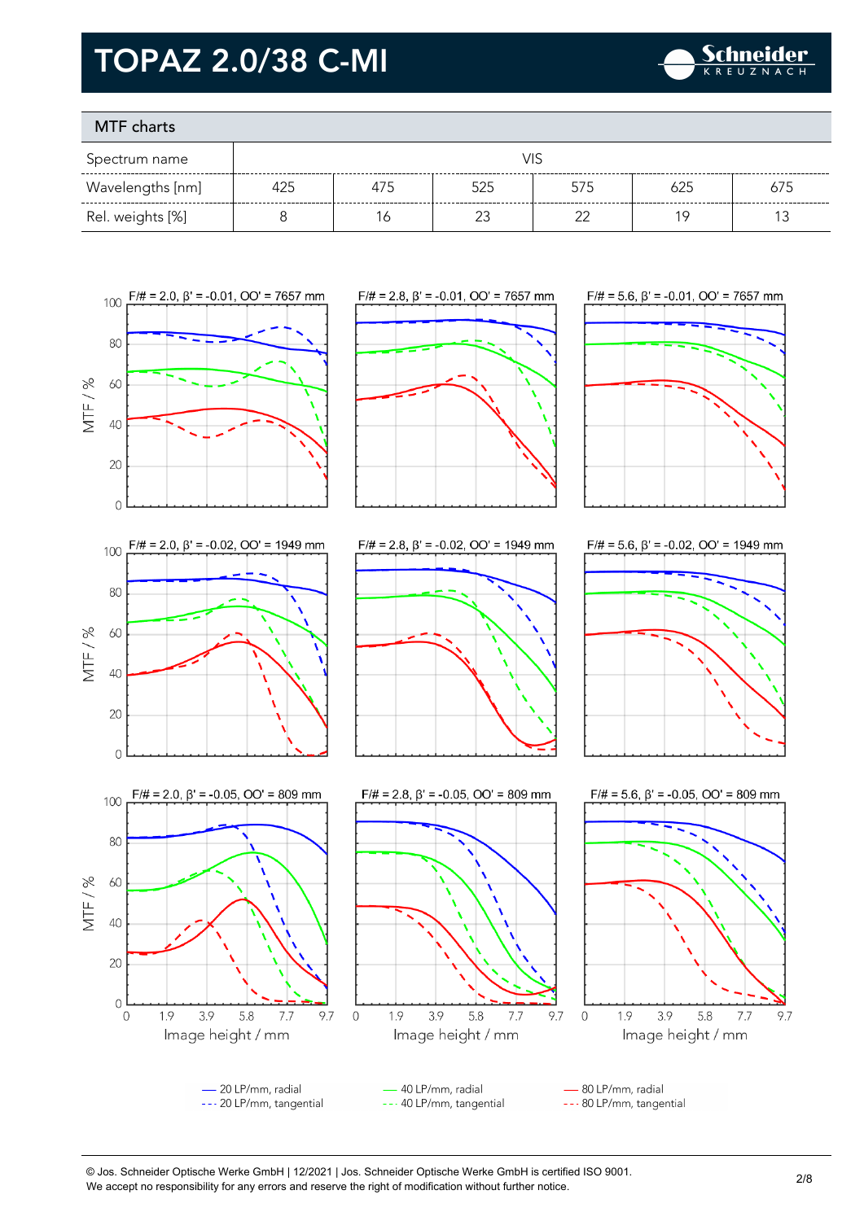# TOPAZ 2.0/38 C-MI

## MTF charts

| Spectrum name | VIS | | | | | |
|---|---|---|---|---|---|---|
| Wavelengths [nm] | 425 | 475 | 525 | 575 | 625 | 675 |
| Rel. weights [%] | 8 | 16 | 23 | 22 | 19 | 13 |

F/# = 2.0, β' = -0.01, OO' = 7657 mm

F/# = 2.8, β' = -0.01, OO' = 7657 mm

F/# = 5.6, β' = -0.01, OO' = 7657 mm

F/# = 2.0, β' = -0.02, OO' = 1949 mm

F/# = 2.8, β' = -0.02, OO' = 1949 mm

F/# = 5.6, β' = -0.02, OO' = 1949 mm

F/# = 2.0, β' = -0.05, OO' = 809 mm

F/# = 2.8, β' = -0.05, OO' = 809 mm

F/# = 5.6, β' = -0.05, OO' = 809 mm

MTF / %

Image height / mm

— 20 LP/mm, radial
--- 20 LP/mm, tangential
— 40 LP/mm, radial
--- 40 LP/mm, tangential
— 80 LP/mm, radial
--- 80 LP/mm, tangential

© Jos. Schneider Optische Werke GmbH | 12/2021 | Jos. Schneider Optische Werke GmbH is certified ISO 9001.
We accept no responsibility for any errors and reserve the right of modification without further notice.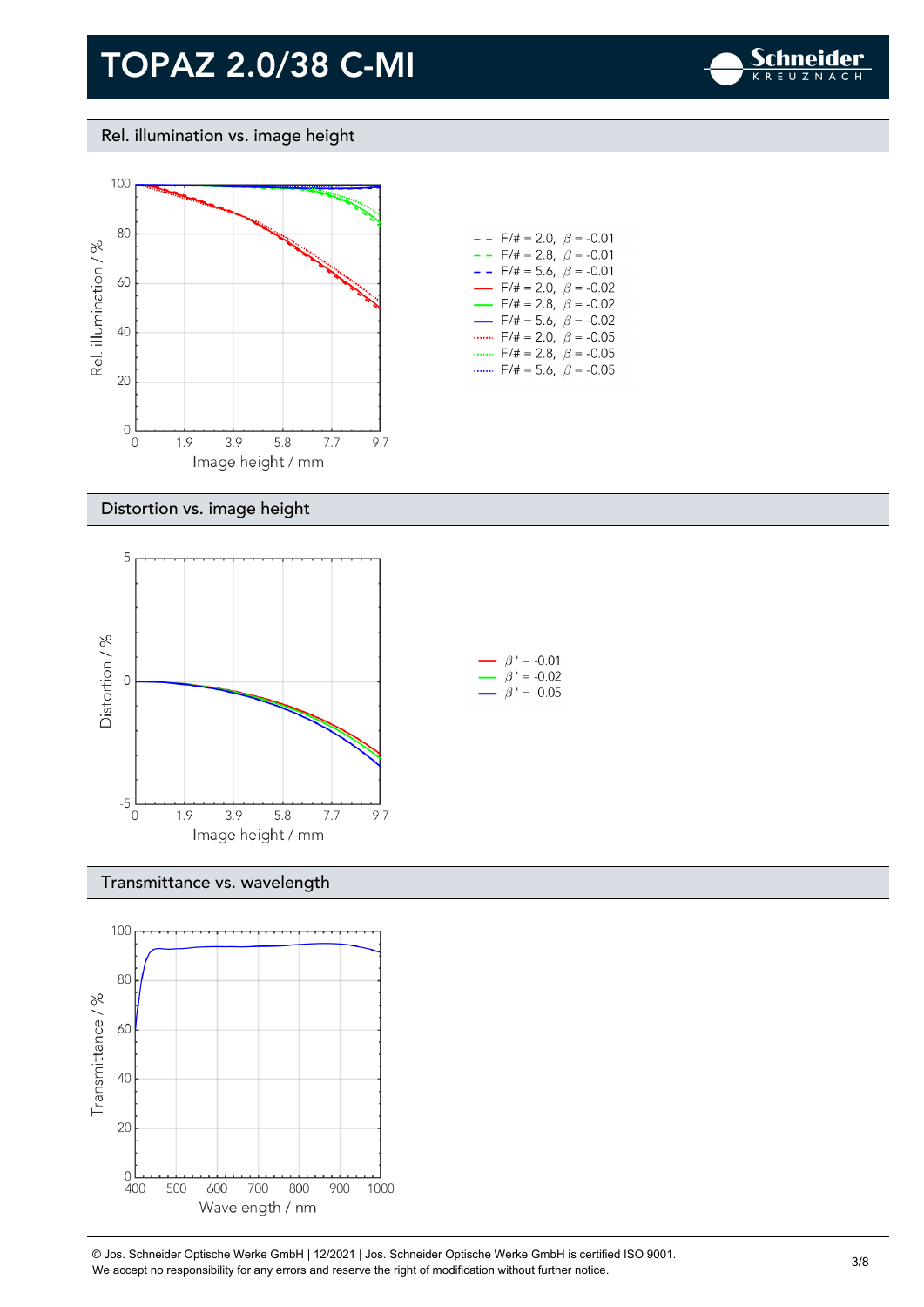# TOPAZ 2.0/38 C-MI

## Rel. illumination vs. image height

- F/# = 2.0, $\beta$ = -0.01
- F/# = 2.8, $\beta$ = -0.01
- F/# = 5.6, $\beta$ = -0.01
- F/# = 2.0, $\beta$ = -0.02
- F/# = 2.8, $\beta$ = -0.02
- F/# = 5.6, $\beta$ = -0.02
- F/# = 2.0, $\beta$ = -0.05
- F/# = 2.8, $\beta$ = -0.05
- F/# = 5.6, $\beta$ = -0.05

## Distortion vs. image height

- $\beta'$ = -0.01
- $\beta'$ = -0.02
- $\beta'$ = -0.05

## Transmittance vs. wavelength

© Jos. Schneider Optische Werke GmbH | 12/2021 | Jos. Schneider Optische Werke GmbH is certified ISO 9001.
We accept no responsibility for any errors and reserve the right of modification without further notice.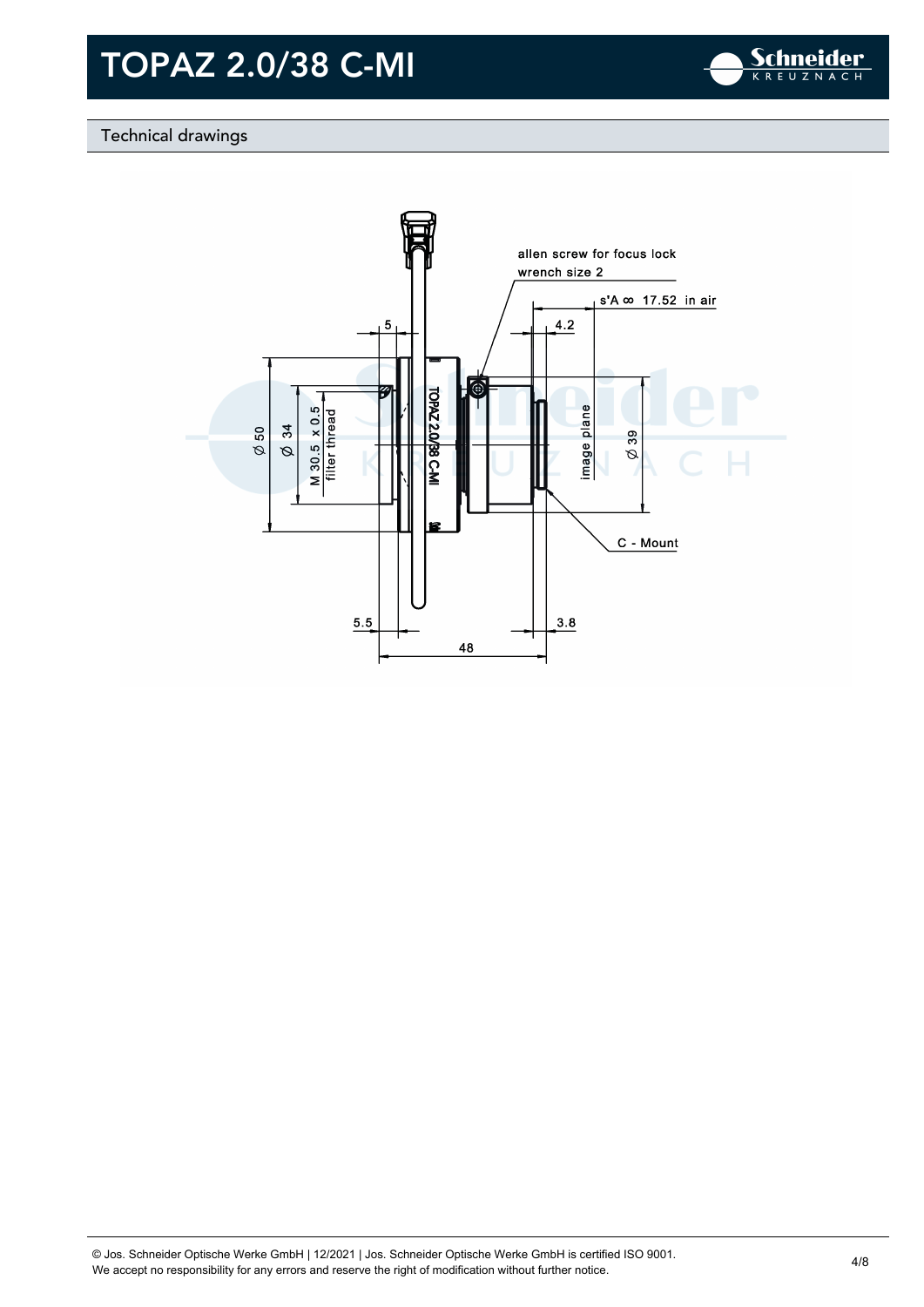## Technical drawings

allen screw for focus lock
wrench size 2

s'A ∞ 17.52 in air

5

4.2

Ø 50

Ø 34

M 30.5 x 0.5
filter thread

TOPAZ 2.0/38 C-MI

image plane

Ø 39

C - Mount

5.5

3.8

48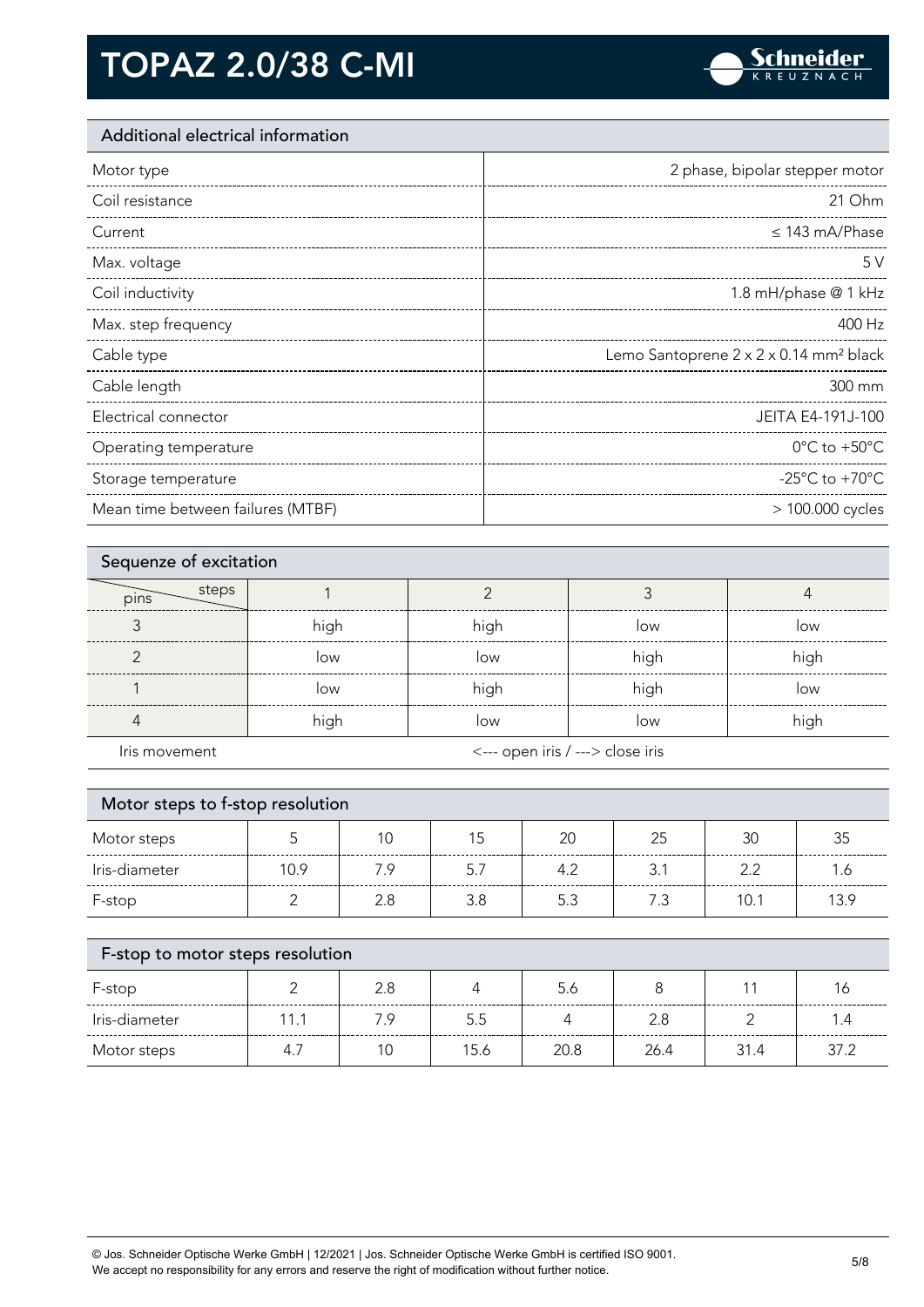# TOPAZ 2.0/38 C-MI

## Additional electrical information

| | |
|---|---|
| Motor type | 2 phase, bipolar stepper motor |
| Coil resistance | 21 Ohm |
| Current | ≤ 143 mA/Phase |
| Max. voltage | 5 V |
| Coil inductivity | 1.8 mH/phase @ 1 kHz |
| Max. step frequency | 400 Hz |
| Cable type | Lemo Santoprene 2 x 2 x 0.14 mm² black |
| Cable length | 300 mm |
| Electrical connector | JEITA E4-191J-100 |
| Operating temperature | 0°C to +50°C |
| Storage temperature | -25°C to +70°C |
| Mean time between failures (MTBF) | > 100.000 cycles |

## Sequenze of excitation

| pins \ steps | 1 | 2 | 3 | 4 |
|---|---|---|---|---|
| 3 | high | high | low | low |
| 2 | low | low | high | high |
| 1 | low | high | high | low |
| 4 | high | low | low | high |
| Iris movement | <--- open iris / ---> close iris | | | |

## Motor steps to f-stop resolution

| Motor steps | 5 | 10 | 15 | 20 | 25 | 30 | 35 |
|---|---|---|---|---|---|---|---|
| Iris-diameter | 10.9 | 7.9 | 5.7 | 4.2 | 3.1 | 2.2 | 1.6 |
| F-stop | 2 | 2.8 | 3.8 | 5.3 | 7.3 | 10.1 | 13.9 |

## F-stop to motor steps resolution

| F-stop | 2 | 2.8 | 4 | 5.6 | 8 | 11 | 16 |
|---|---|---|---|---|---|---|---|
| Iris-diameter | 11.1 | 7.9 | 5.5 | 4 | 2.8 | 2 | 1.4 |
| Motor steps | 4.7 | 10 | 15.6 | 20.8 | 26.4 | 31.4 | 37.2 |

© Jos. Schneider Optische Werke GmbH | 12/2021 | Jos. Schneider Optische Werke GmbH is certified ISO 9001.
We accept no responsibility for any errors and reserve the right of modification without further notice.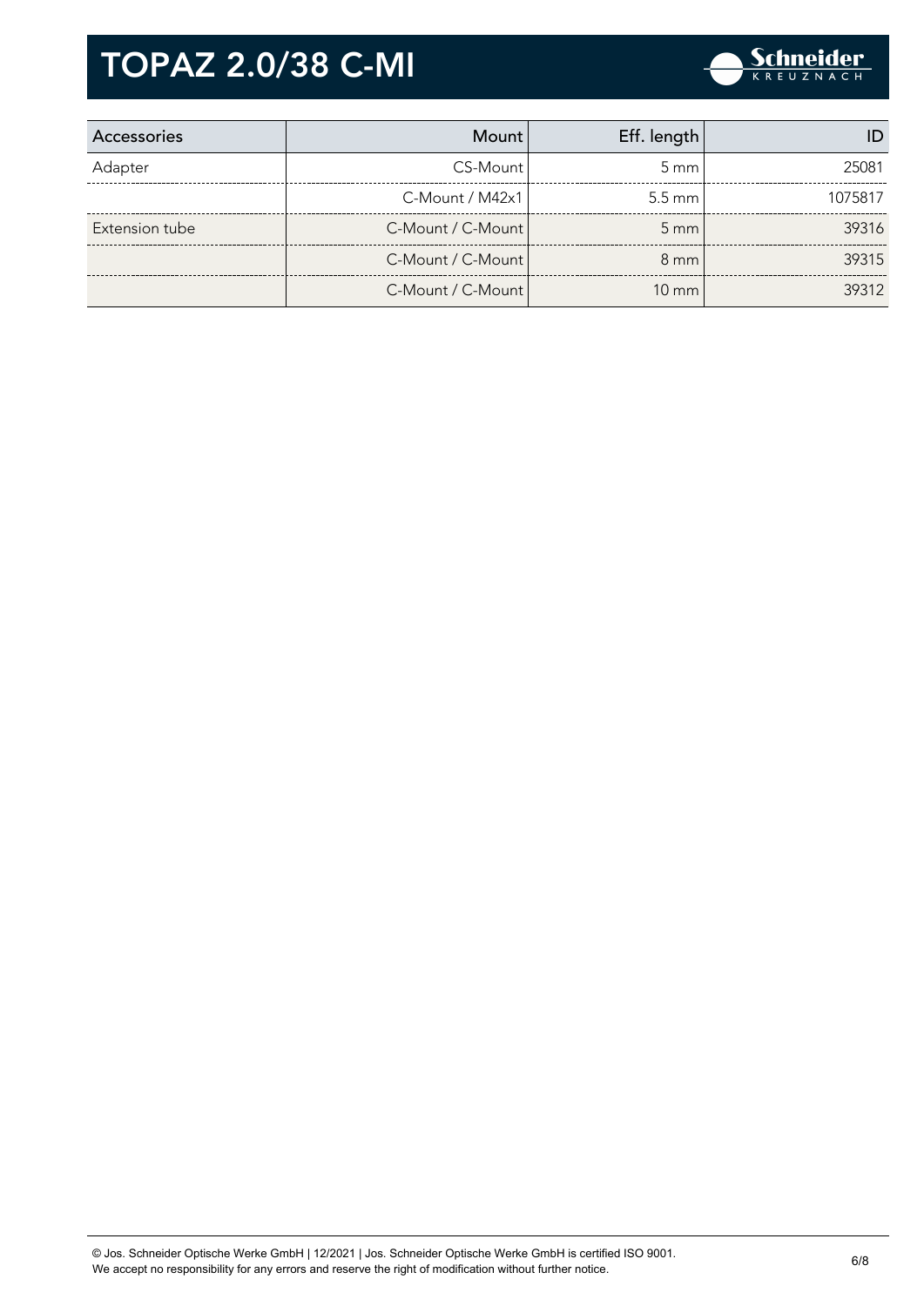# TOPAZ 2.0/38 C-MI

| Accessories | Mount | Eff. length | ID |
|---|---|---|---|
| Adapter | CS-Mount | 5 mm | 25081 |
| | C-Mount / M42x1 | 5.5 mm | 1075817 |
| Extension tube | C-Mount / C-Mount | 5 mm | 39316 |
| | C-Mount / C-Mount | 8 mm | 39315 |
| | C-Mount / C-Mount | 10 mm | 39312 |

© Jos. Schneider Optische Werke GmbH | 12/2021 | Jos. Schneider Optische Werke GmbH is certified ISO 9001.
We accept no responsibility for any errors and reserve the right of modification without further notice.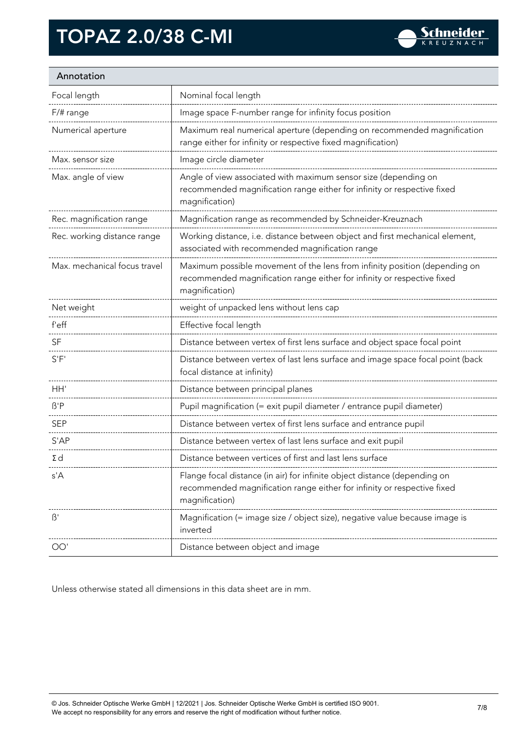# TOPAZ 2.0/38 C-MI

## Annotation

| | |
|---|---|
| Focal length | Nominal focal length |
| F/# range | Image space F-number range for infinity focus position |
| Numerical aperture | Maximum real numerical aperture (depending on recommended magnification range either for infinity or respective fixed magnification) |
| Max. sensor size | Image circle diameter |
| Max. angle of view | Angle of view associated with maximum sensor size (depending on recommended magnification range either for infinity or respective fixed magnification) |
| Rec. magnification range | Magnification range as recommended by Schneider-Kreuznach |
| Rec. working distance range | Working distance, i.e. distance between object and first mechanical element, associated with recommended magnification range |
| Max. mechanical focus travel | Maximum possible movement of the lens from infinity position (depending on recommended magnification range either for infinity or respective fixed magnification) |
| Net weight | weight of unpacked lens without lens cap |
| f'eff | Effective focal length |
| SF | Distance between vertex of first lens surface and object space focal point |
| S'F' | Distance between vertex of last lens surface and image space focal point (back focal distance at infinity) |
| HH' | Distance between principal planes |
| ß'P | Pupil magnification (= exit pupil diameter / entrance pupil diameter) |
| SEP | Distance between vertex of first lens surface and entrance pupil |
| S'AP | Distance between vertex of last lens surface and exit pupil |
| Σ d | Distance between vertices of first and last lens surface |
| s'A | Flange focal distance (in air) for infinite object distance (depending on recommended magnification range either for infinity or respective fixed magnification) |
| ß' | Magnification (= image size / object size), negative value because image is inverted |
| OO' | Distance between object and image |

Unless otherwise stated all dimensions in this data sheet are in mm.

© Jos. Schneider Optische Werke GmbH | 12/2021 | Jos. Schneider Optische Werke GmbH is certified ISO 9001.
We accept no responsibility for any errors and reserve the right of modification without further notice.